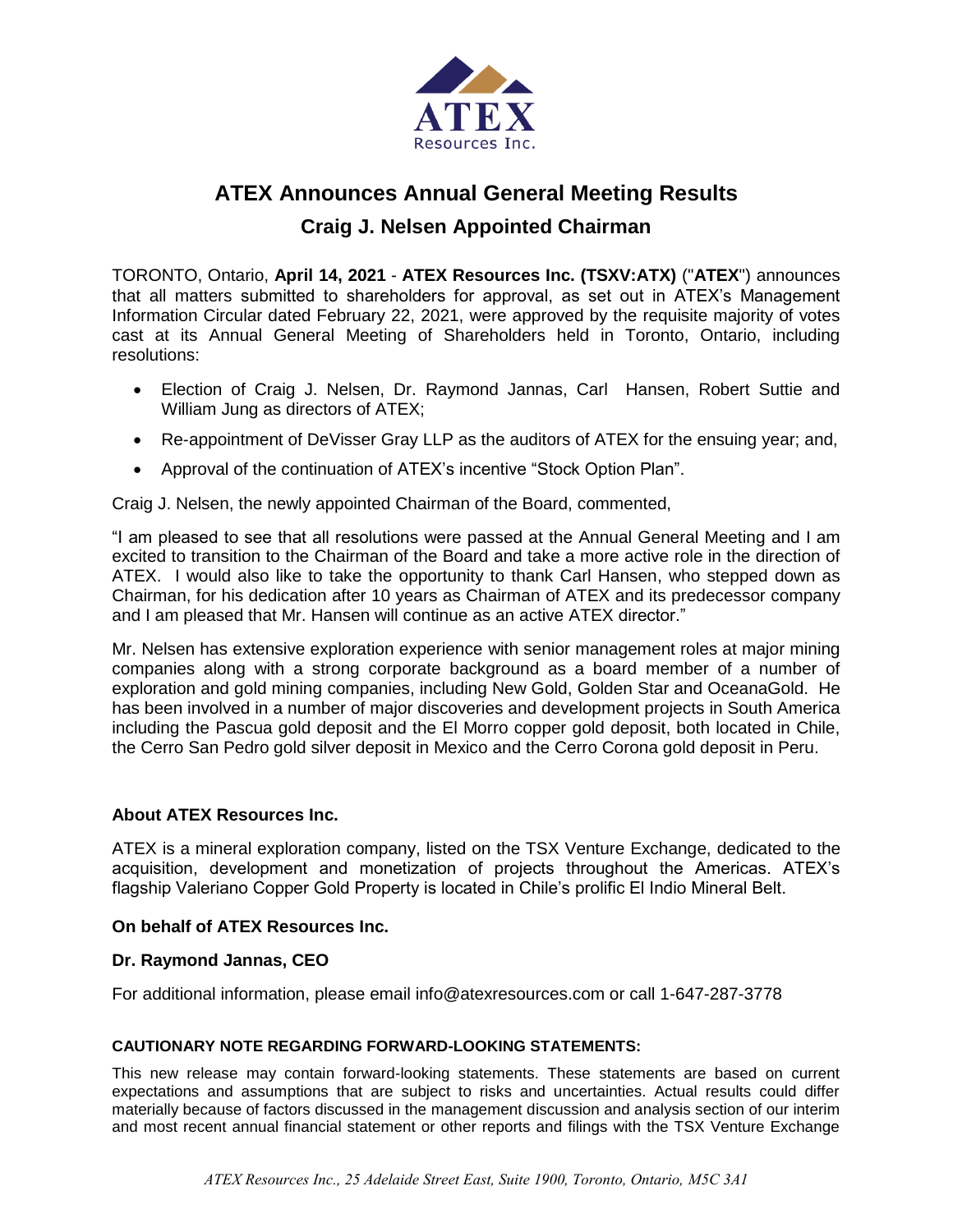# ATEX Announces Annual General Meeting Results

## Craig J. Nelsen Appointed Chairman

TORONTO, Ontario, **April 14, 2021** - **ATEX Resources Inc. (TSXV:ATX)** ("**ATEX**") announces that all matters submitted to shareholders for approval, as set out in ATEX's Management Information Circular dated February 22, 2021, were approved by the requisite majority of votes cast at its Annual General Meeting of Shareholders held in Toronto, Ontario, including resolutions:

- Election of Craig J. Nelsen, Dr. Raymond Jannas, Carl Hansen, Robert Suttie and William Jung as directors of ATEX;
- Re-appointment of DeVisser Gray LLP as the auditors of ATEX for the ensuing year; and,
- Approval of the continuation of ATEX's incentive "Stock Option Plan".

Craig J. Nelsen, the newly appointed Chairman of the Board, commented,

"I am pleased to see that all resolutions were passed at the Annual General Meeting and I am excited to transition to the Chairman of the Board and take a more active role in the direction of ATEX. I would also like to take the opportunity to thank Carl Hansen, who stepped down as Chairman, for his dedication after 10 years as Chairman of ATEX and its predecessor company and I am pleased that Mr. Hansen will continue as an active ATEX director."

Mr. Nelsen has extensive exploration experience with senior management roles at major mining companies along with a strong corporate background as a board member of a number of exploration and gold mining companies, including New Gold, Golden Star and OceanaGold. He has been involved in a number of major discoveries and development projects in South America including the Pascua gold deposit and the El Morro copper gold deposit, both located in Chile, the Cerro San Pedro gold silver deposit in Mexico and the Cerro Corona gold deposit in Peru.

**About ATEX Resources Inc.**

ATEX is a mineral exploration company, listed on the TSX Venture Exchange, dedicated to the acquisition, development and monetization of projects throughout the Americas. ATEX's flagship Valeriano Copper Gold Property is located in Chile's prolific El Indio Mineral Belt.

**On behalf of ATEX Resources Inc.**

**Dr. Raymond Jannas, CEO**

For additional information, please email info@atexresources.com or call 1-647-287-3778

**CAUTIONARY NOTE REGARDING FORWARD-LOOKING STATEMENTS:**

This new release may contain forward-looking statements. These statements are based on current expectations and assumptions that are subject to risks and uncertainties. Actual results could differ materially because of factors discussed in the management discussion and analysis section of our interim and most recent annual financial statement or other reports and filings with the TSX Venture Exchange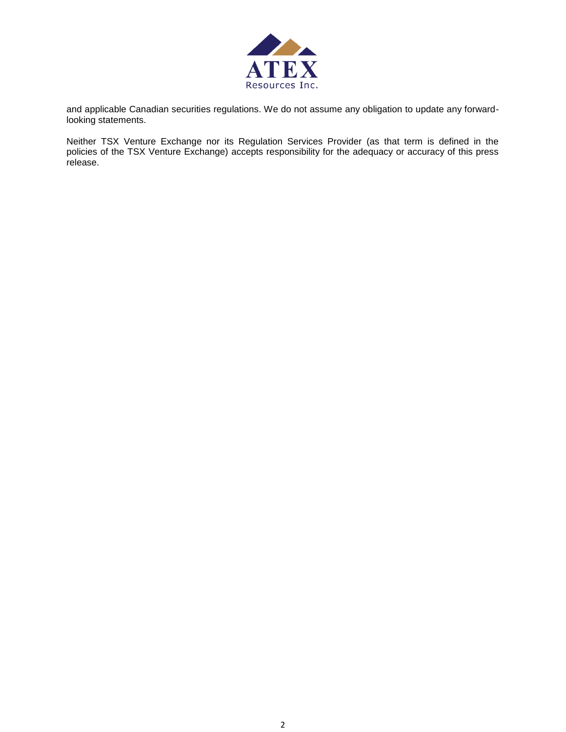and applicable Canadian securities regulations. We do not assume any obligation to update any forward-looking statements.

Neither TSX Venture Exchange nor its Regulation Services Provider (as that term is defined in the policies of the TSX Venture Exchange) accepts responsibility for the adequacy or accuracy of this press release.